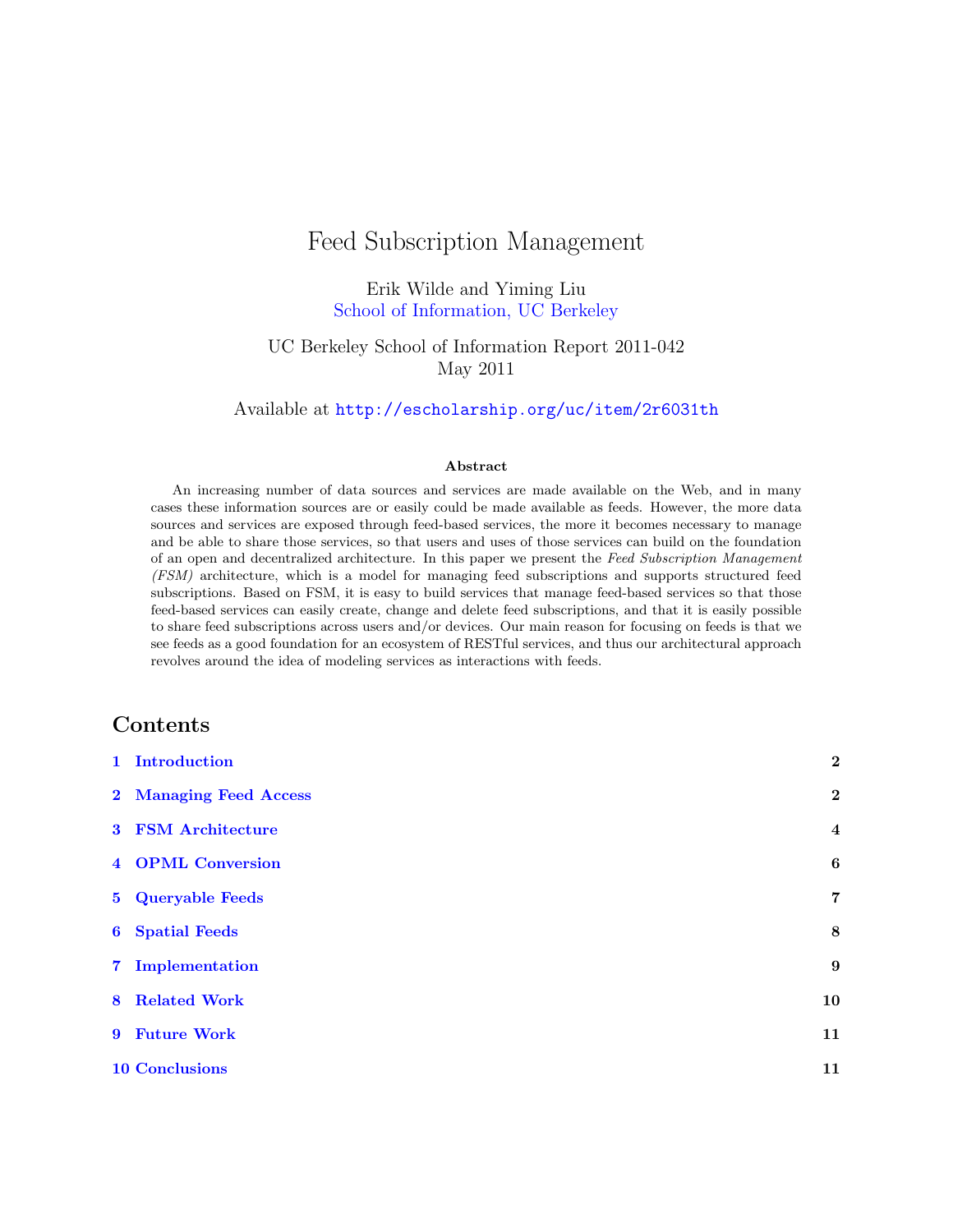# Feed Subscription Management

Erik Wilde and Yiming Liu
School of Information, UC Berkeley

UC Berkeley School of Information Report 2011-042
May 2011

Available at http://escholarship.org/uc/item/2r6031th

**Abstract**

An increasing number of data sources and services are made available on the Web, and in many cases these information sources are or easily could be made available as feeds. However, the more data sources and services are exposed through feed-based services, the more it becomes necessary to manage and be able to share those services, so that users and uses of those services can build on the foundation of an open and decentralized architecture. In this paper we present the *Feed Subscription Management (FSM)* architecture, which is a model for managing feed subscriptions and supports structured feed subscriptions. Based on FSM, it is easy to build services that manage feed-based services so that those feed-based services can easily create, change and delete feed subscriptions, and that it is easily possible to share feed subscriptions across users and/or devices. Our main reason for focusing on feeds is that we see feeds as a good foundation for an ecosystem of RESTful services, and thus our architectural approach revolves around the idea of modeling services as interactions with feeds.

## Contents

| | |
|---|---|
| **1 Introduction** | **2** |
| **2 Managing Feed Access** | **2** |
| **3 FSM Architecture** | **4** |
| **4 OPML Conversion** | **6** |
| **5 Queryable Feeds** | **7** |
| **6 Spatial Feeds** | **8** |
| **7 Implementation** | **9** |
| **8 Related Work** | **10** |
| **9 Future Work** | **11** |
| **10 Conclusions** | **11** |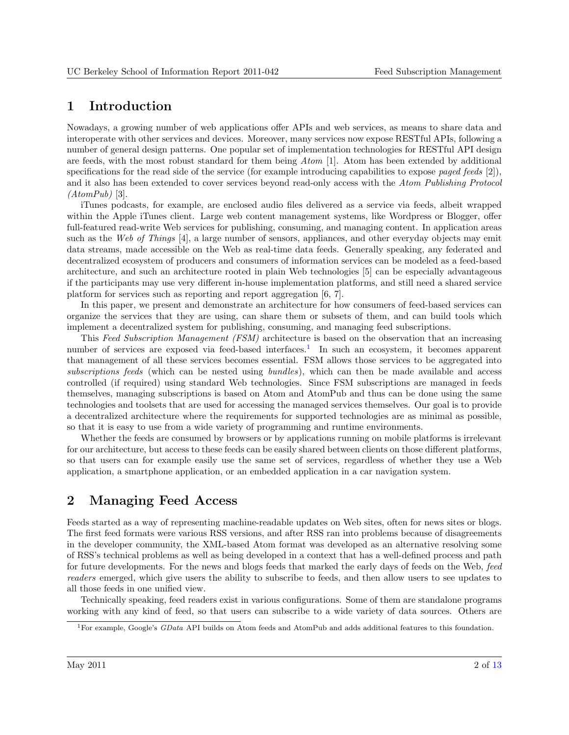# 1 Introduction

Nowadays, a growing number of web applications offer APIs and web services, as means to share data and interoperate with other services and devices. Moreover, many services now expose RESTful APIs, following a number of general design patterns. One popular set of implementation technologies for RESTful API design are feeds, with the most robust standard for them being *Atom* [1]. Atom has been extended by additional specifications for the read side of the service (for example introducing capabilities to expose *paged feeds* [2]), and it also has been extended to cover services beyond read-only access with the *Atom Publishing Protocol (AtomPub)* [3].

iTunes podcasts, for example, are enclosed audio files delivered as a service via feeds, albeit wrapped within the Apple iTunes client. Large web content management systems, like Wordpress or Blogger, offer full-featured read-write Web services for publishing, consuming, and managing content. In application areas such as the *Web of Things* [4], a large number of sensors, appliances, and other everyday objects may emit data streams, made accessible on the Web as real-time data feeds. Generally speaking, any federated and decentralized ecosystem of producers and consumers of information services can be modeled as a feed-based architecture, and such an architecture rooted in plain Web technologies [5] can be especially advantageous if the participants may use very different in-house implementation platforms, and still need a shared service platform for services such as reporting and report aggregation [6, 7].

In this paper, we present and demonstrate an architecture for how consumers of feed-based services can organize the services that they are using, can share them or subsets of them, and can build tools which implement a decentralized system for publishing, consuming, and managing feed subscriptions.

This *Feed Subscription Management (FSM)* architecture is based on the observation that an increasing number of services are exposed via feed-based interfaces.[1] In such an ecosystem, it becomes apparent that management of all these services becomes essential. FSM allows those services to be aggregated into *subscriptions feeds* (which can be nested using *bundles*), which can then be made available and access controlled (if required) using standard Web technologies. Since FSM subscriptions are managed in feeds themselves, managing subscriptions is based on Atom and AtomPub and thus can be done using the same technologies and toolsets that are used for accessing the managed services themselves. Our goal is to provide a decentralized architecture where the requirements for supported technologies are as minimal as possible, so that it is easy to use from a wide variety of programming and runtime environments.

Whether the feeds are consumed by browsers or by applications running on mobile platforms is irrelevant for our architecture, but access to these feeds can be easily shared between clients on those different platforms, so that users can for example easily use the same set of services, regardless of whether they use a Web application, a smartphone application, or an embedded application in a car navigation system.

# 2 Managing Feed Access

Feeds started as a way of representing machine-readable updates on Web sites, often for news sites or blogs. The first feed formats were various RSS versions, and after RSS ran into problems because of disagreements in the developer community, the XML-based Atom format was developed as an alternative resolving some of RSS's technical problems as well as being developed in a context that has a well-defined process and path for future developments. For the news and blogs feeds that marked the early days of feeds on the Web, *feed readers* emerged, which give users the ability to subscribe to feeds, and then allow users to see updates to all those feeds in one unified view.

Technically speaking, feed readers exist in various configurations. Some of them are standalone programs working with any kind of feed, so that users can subscribe to a wide variety of data sources. Others are

[1] For example, Google's *GData* API builds on Atom feeds and AtomPub and adds additional features to this foundation.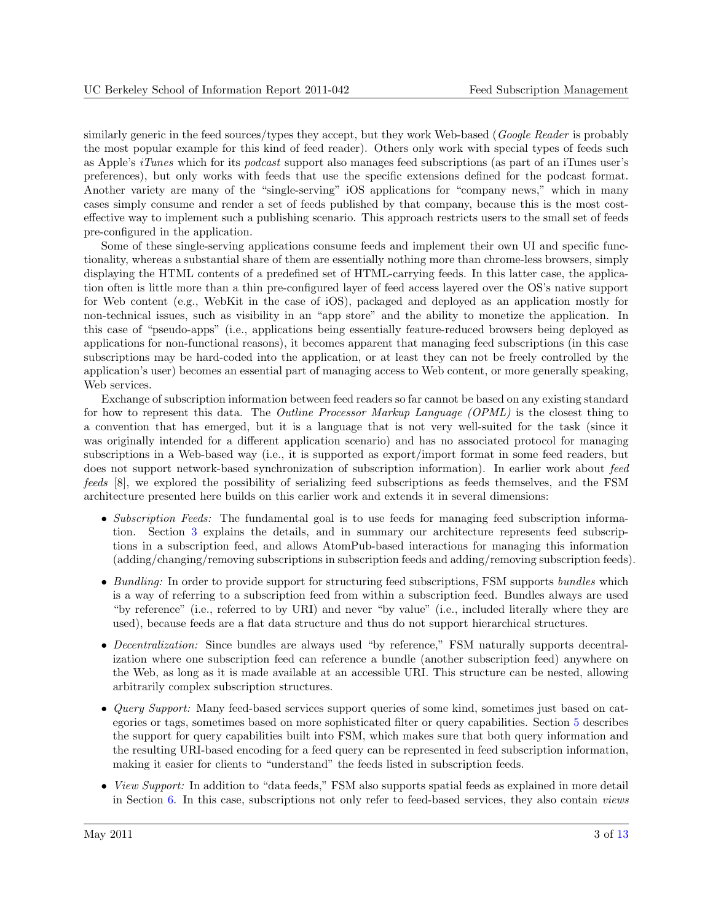similarly generic in the feed sources/types they accept, but they work Web-based (*Google Reader* is probably the most popular example for this kind of feed reader). Others only work with special types of feeds such as Apple's *iTunes* which for its *podcast* support also manages feed subscriptions (as part of an iTunes user's preferences), but only works with feeds that use the specific extensions defined for the podcast format. Another variety are many of the "single-serving" iOS applications for "company news," which in many cases simply consume and render a set of feeds published by that company, because this is the most cost-effective way to implement such a publishing scenario. This approach restricts users to the small set of feeds pre-configured in the application.

Some of these single-serving applications consume feeds and implement their own UI and specific functionality, whereas a substantial share of them are essentially nothing more than chrome-less browsers, simply displaying the HTML contents of a predefined set of HTML-carrying feeds. In this latter case, the application often is little more than a thin pre-configured layer of feed access layered over the OS's native support for Web content (e.g., WebKit in the case of iOS), packaged and deployed as an application mostly for non-technical issues, such as visibility in an "app store" and the ability to monetize the application. In this case of "pseudo-apps" (i.e., applications being essentially feature-reduced browsers being deployed as applications for non-functional reasons), it becomes apparent that managing feed subscriptions (in this case subscriptions may be hard-coded into the application, or at least they can not be freely controlled by the application's user) becomes an essential part of managing access to Web content, or more generally speaking, Web services.

Exchange of subscription information between feed readers so far cannot be based on any existing standard for how to represent this data. The *Outline Processor Markup Language (OPML)* is the closest thing to a convention that has emerged, but it is a language that is not very well-suited for the task (since it was originally intended for a different application scenario) and has no associated protocol for managing subscriptions in a Web-based way (i.e., it is supported as export/import format in some feed readers, but does not support network-based synchronization of subscription information). In earlier work about *feed feeds* [8], we explored the possibility of serializing feed subscriptions as feeds themselves, and the FSM architecture presented here builds on this earlier work and extends it in several dimensions:

- *Subscription Feeds:* The fundamental goal is to use feeds for managing feed subscription information. Section 3 explains the details, and in summary our architecture represents feed subscriptions in a subscription feed, and allows AtomPub-based interactions for managing this information (adding/changing/removing subscriptions in subscription feeds and adding/removing subscription feeds).
- *Bundling:* In order to provide support for structuring feed subscriptions, FSM supports *bundles* which is a way of referring to a subscription feed from within a subscription feed. Bundles always are used "by reference" (i.e., referred to by URI) and never "by value" (i.e., included literally where they are used), because feeds are a flat data structure and thus do not support hierarchical structures.
- *Decentralization:* Since bundles are always used "by reference," FSM naturally supports decentralization where one subscription feed can reference a bundle (another subscription feed) anywhere on the Web, as long as it is made available at an accessible URI. This structure can be nested, allowing arbitrarily complex subscription structures.
- *Query Support:* Many feed-based services support queries of some kind, sometimes just based on categories or tags, sometimes based on more sophisticated filter or query capabilities. Section 5 describes the support for query capabilities built into FSM, which makes sure that both query information and the resulting URI-based encoding for a feed query can be represented in feed subscription information, making it easier for clients to "understand" the feeds listed in subscription feeds.
- *View Support:* In addition to "data feeds," FSM also supports spatial feeds as explained in more detail in Section 6. In this case, subscriptions not only refer to feed-based services, they also contain *views*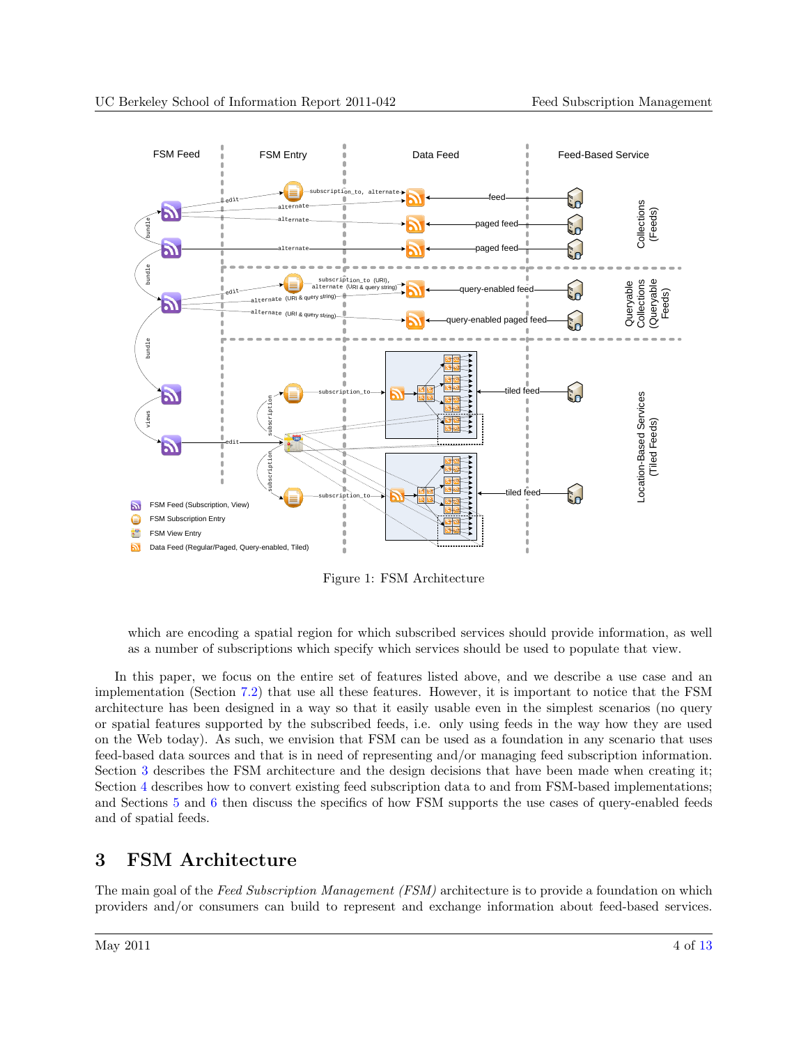Figure 1: FSM Architecture

which are encoding a spatial region for which subscribed services should provide information, as well as a number of subscriptions which specify which services should be used to populate that view.

In this paper, we focus on the entire set of features listed above, and we describe a use case and an implementation (Section 7.2) that use all these features. However, it is important to notice that the FSM architecture has been designed in a way so that it easily usable even in the simplest scenarios (no query or spatial features supported by the subscribed feeds, i.e. only using feeds in the way how they are used on the Web today). As such, we envision that FSM can be used as a foundation in any scenario that uses feed-based data sources and that is in need of representing and/or managing feed subscription information. Section 3 describes the FSM architecture and the design decisions that have been made when creating it; Section 4 describes how to convert existing feed subscription data to and from FSM-based implementations; and Sections 5 and 6 then discuss the specifics of how FSM supports the use cases of query-enabled feeds and of spatial feeds.

# 3 FSM Architecture

The main goal of the *Feed Subscription Management (FSM)* architecture is to provide a foundation on which providers and/or consumers can build to represent and exchange information about feed-based services.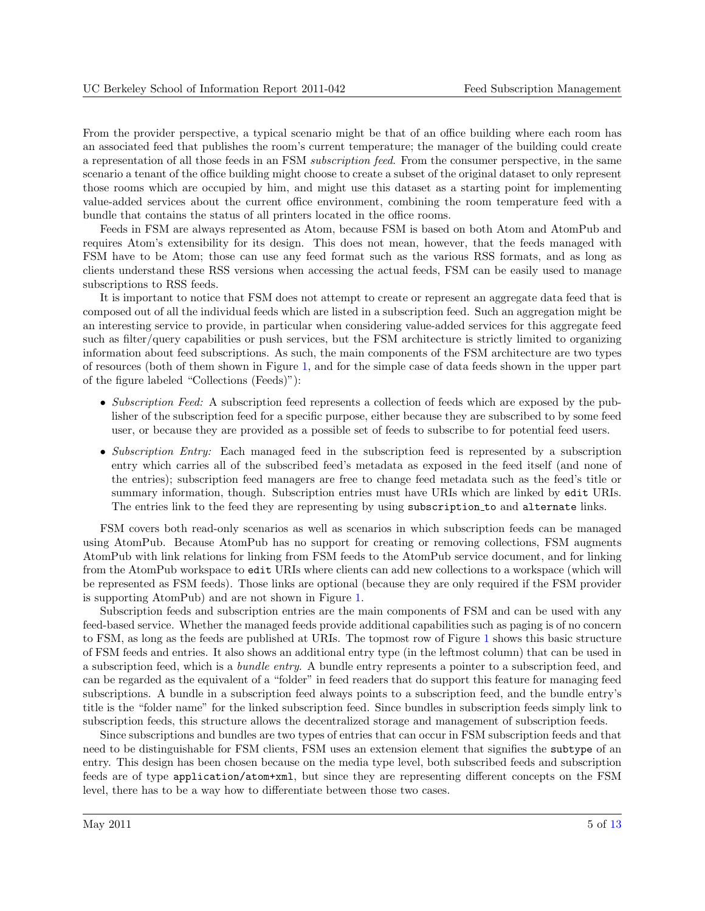From the provider perspective, a typical scenario might be that of an office building where each room has an associated feed that publishes the room's current temperature; the manager of the building could create a representation of all those feeds in an FSM *subscription feed*. From the consumer perspective, in the same scenario a tenant of the office building might choose to create a subset of the original dataset to only represent those rooms which are occupied by him, and might use this dataset as a starting point for implementing value-added services about the current office environment, combining the room temperature feed with a bundle that contains the status of all printers located in the office rooms.

Feeds in FSM are always represented as Atom, because FSM is based on both Atom and AtomPub and requires Atom's extensibility for its design. This does not mean, however, that the feeds managed with FSM have to be Atom; those can use any feed format such as the various RSS formats, and as long as clients understand these RSS versions when accessing the actual feeds, FSM can be easily used to manage subscriptions to RSS feeds.

It is important to notice that FSM does not attempt to create or represent an aggregate data feed that is composed out of all the individual feeds which are listed in a subscription feed. Such an aggregation might be an interesting service to provide, in particular when considering value-added services for this aggregate feed such as filter/query capabilities or push services, but the FSM architecture is strictly limited to organizing information about feed subscriptions. As such, the main components of the FSM architecture are two types of resources (both of them shown in Figure 1, and for the simple case of data feeds shown in the upper part of the figure labeled "Collections (Feeds)"):

- *Subscription Feed:* A subscription feed represents a collection of feeds which are exposed by the publisher of the subscription feed for a specific purpose, either because they are subscribed to by some feed user, or because they are provided as a possible set of feeds to subscribe to for potential feed users.
- *Subscription Entry:* Each managed feed in the subscription feed is represented by a subscription entry which carries all of the subscribed feed's metadata as exposed in the feed itself (and none of the entries); subscription feed managers are free to change feed metadata such as the feed's title or summary information, though. Subscription entries must have URIs which are linked by `edit` URIs. The entries link to the feed they are representing by using `subscription_to` and `alternate` links.

FSM covers both read-only scenarios as well as scenarios in which subscription feeds can be managed using AtomPub. Because AtomPub has no support for creating or removing collections, FSM augments AtomPub with link relations for linking from FSM feeds to the AtomPub service document, and for linking from the AtomPub workspace to `edit` URIs where clients can add new collections to a workspace (which will be represented as FSM feeds). Those links are optional (because they are only required if the FSM provider is supporting AtomPub) and are not shown in Figure 1.

Subscription feeds and subscription entries are the main components of FSM and can be used with any feed-based service. Whether the managed feeds provide additional capabilities such as paging is of no concern to FSM, as long as the feeds are published at URIs. The topmost row of Figure 1 shows this basic structure of FSM feeds and entries. It also shows an additional entry type (in the leftmost column) that can be used in a subscription feed, which is a *bundle entry*. A bundle entry represents a pointer to a subscription feed, and can be regarded as the equivalent of a "folder" in feed readers that do support this feature for managing feed subscriptions. A bundle in a subscription feed always points to a subscription feed, and the bundle entry's title is the "folder name" for the linked subscription feed. Since bundles in subscription feeds simply link to subscription feeds, this structure allows the decentralized storage and management of subscription feeds.

Since subscriptions and bundles are two types of entries that can occur in FSM subscription feeds and that need to be distinguishable for FSM clients, FSM uses an extension element that signifies the `subtype` of an entry. This design has been chosen because on the media type level, both subscribed feeds and subscription feeds are of type `application/atom+xml`, but since they are representing different concepts on the FSM level, there has to be a way how to differentiate between those two cases.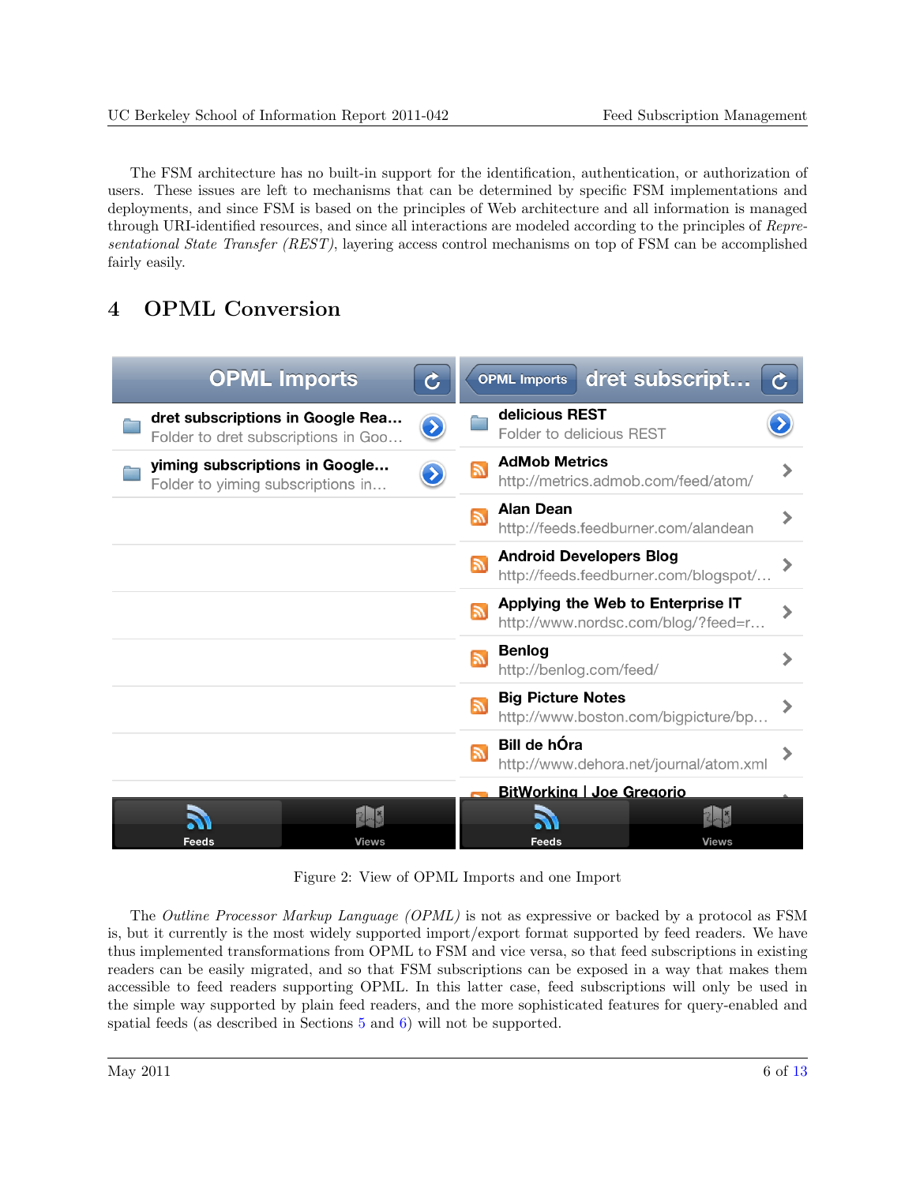The FSM architecture has no built-in support for the identification, authentication, or authorization of users. These issues are left to mechanisms that can be determined by specific FSM implementations and deployments, and since FSM is based on the principles of Web architecture and all information is managed through URI-identified resources, and since all interactions are modeled according to the principles of *Representational State Transfer (REST)*, layering access control mechanisms on top of FSM can be accomplished fairly easily.

# 4 OPML Conversion

Figure 2: View of OPML Imports and one Import

The *Outline Processor Markup Language (OPML)* is not as expressive or backed by a protocol as FSM is, but it currently is the most widely supported import/export format supported by feed readers. We have thus implemented transformations from OPML to FSM and vice versa, so that feed subscriptions in existing readers can be easily migrated, and so that FSM subscriptions can be exposed in a way that makes them accessible to feed readers supporting OPML. In this latter case, feed subscriptions will only be used in the simple way supported by plain feed readers, and the more sophisticated features for query-enabled and spatial feeds (as described in Sections 5 and 6) will not be supported.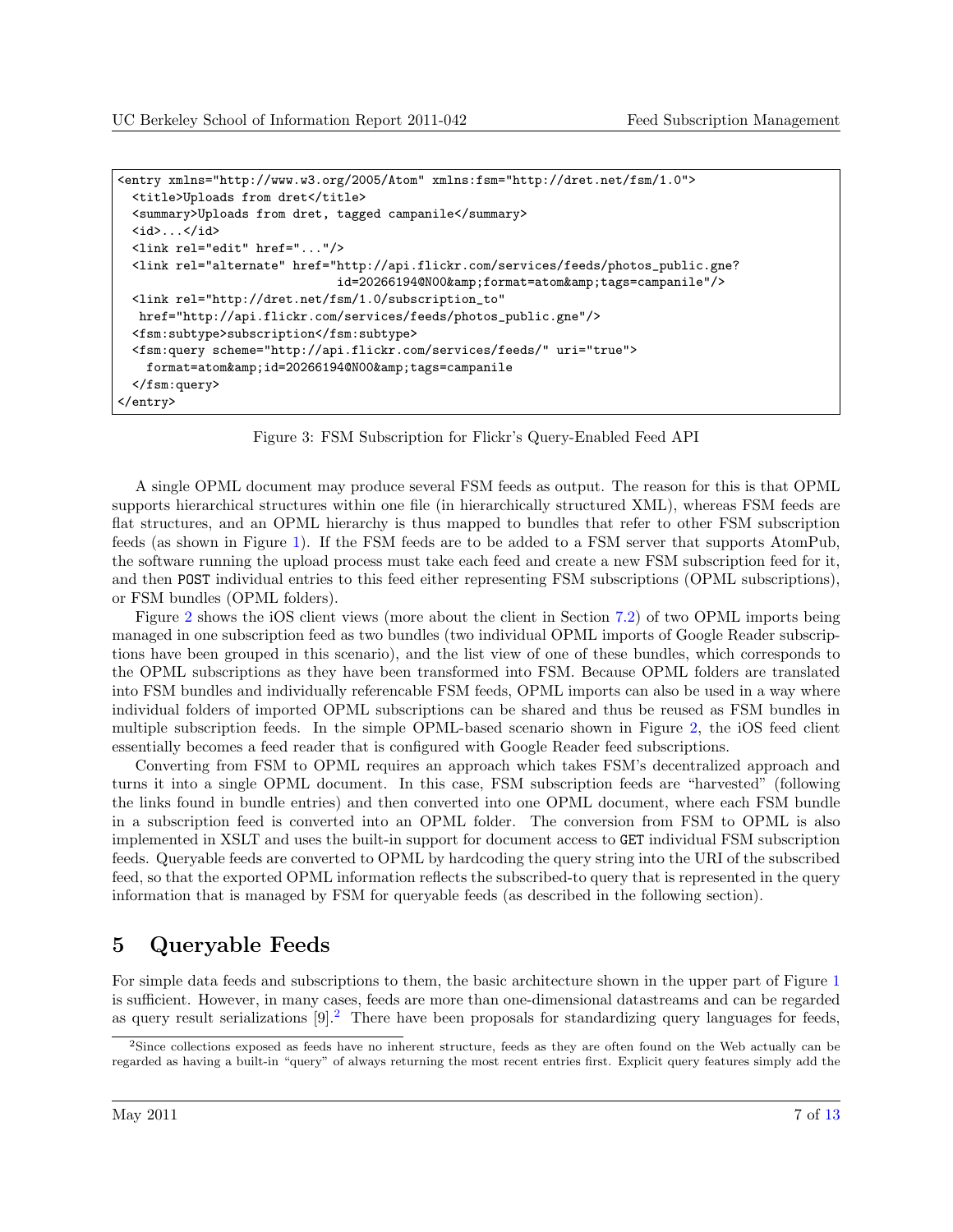```
<entry xmlns="http://www.w3.org/2005/Atom" xmlns:fsm="http://dret.net/fsm/1.0">
  <title>Uploads from dret</title>
  <summary>Uploads from dret, tagged campanile</summary>
  <id>...</id>
  <link rel="edit" href="..."/>
  <link rel="alternate" href="http://api.flickr.com/services/feeds/photos_public.gne?
                              id=20266194@N00&amp;format=atom&amp;tags=campanile"/>
  <link rel="http://dret.net/fsm/1.0/subscription_to"
   href="http://api.flickr.com/services/feeds/photos_public.gne"/>
  <fsm:subtype>subscription</fsm:subtype>
  <fsm:query scheme="http://api.flickr.com/services/feeds/" uri="true">
    format=atom&amp;id=20266194@N00&amp;tags=campanile
  </fsm:query>
</entry>
```

Figure 3: FSM Subscription for Flickr's Query-Enabled Feed API

A single OPML document may produce several FSM feeds as output. The reason for this is that OPML supports hierarchical structures within one file (in hierarchically structured XML), whereas FSM feeds are flat structures, and an OPML hierarchy is thus mapped to bundles that refer to other FSM subscription feeds (as shown in Figure 1). If the FSM feeds are to be added to a FSM server that supports AtomPub, the software running the upload process must take each feed and create a new FSM subscription feed for it, and then `POST` individual entries to this feed either representing FSM subscriptions (OPML subscriptions), or FSM bundles (OPML folders).

Figure 2 shows the iOS client views (more about the client in Section 7.2) of two OPML imports being managed in one subscription feed as two bundles (two individual OPML imports of Google Reader subscriptions have been grouped in this scenario), and the list view of one of these bundles, which corresponds to the OPML subscriptions as they have been transformed into FSM. Because OPML folders are translated into FSM bundles and individually referencable FSM feeds, OPML imports can also be used in a way where individual folders of imported OPML subscriptions can be shared and thus be reused as FSM bundles in multiple subscription feeds. In the simple OPML-based scenario shown in Figure 2, the iOS feed client essentially becomes a feed reader that is configured with Google Reader feed subscriptions.

Converting from FSM to OPML requires an approach which takes FSM's decentralized approach and turns it into a single OPML document. In this case, FSM subscription feeds are "harvested" (following the links found in bundle entries) and then converted into one OPML document, where each FSM bundle in a subscription feed is converted into an OPML folder. The conversion from FSM to OPML is also implemented in XSLT and uses the built-in support for document access to `GET` individual FSM subscription feeds. Queryable feeds are converted to OPML by hardcoding the query string into the URI of the subscribed feed, so that the exported OPML information reflects the subscribed-to query that is represented in the query information that is managed by FSM for queryable feeds (as described in the following section).

# 5 Queryable Feeds

For simple data feeds and subscriptions to them, the basic architecture shown in the upper part of Figure 1 is sufficient. However, in many cases, feeds are more than one-dimensional datastreams and can be regarded as query result serializations [9].[2] There have been proposals for standardizing query languages for feeds,

[2] Since collections exposed as feeds have no inherent structure, feeds as they are often found on the Web actually can be regarded as having a built-in "query" of always returning the most recent entries first. Explicit query features simply add the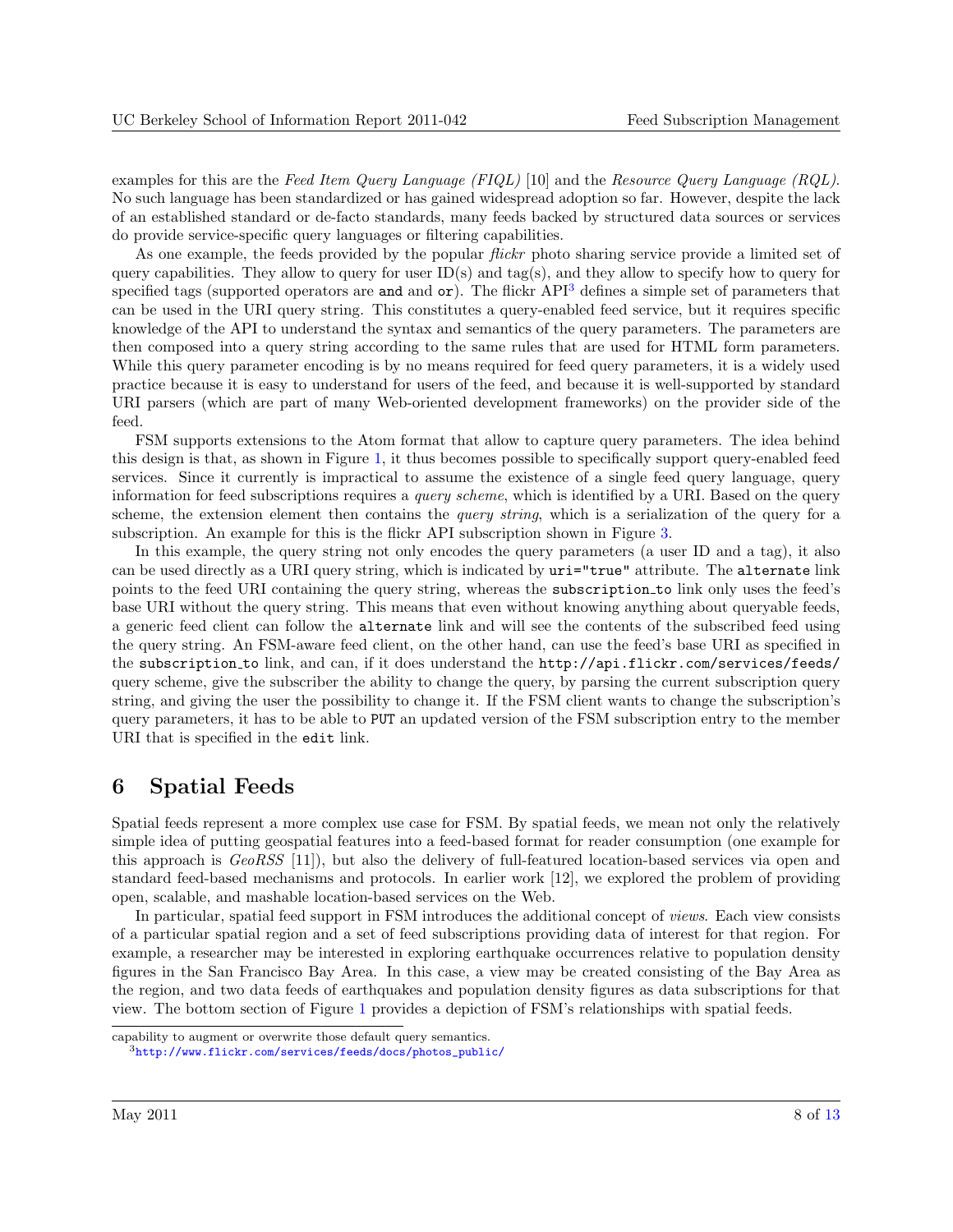examples for this are the *Feed Item Query Language (FIQL)* [10] and the *Resource Query Language (RQL)*. No such language has been standardized or has gained widespread adoption so far. However, despite the lack of an established standard or de-facto standards, many feeds backed by structured data sources or services do provide service-specific query languages or filtering capabilities.

As one example, the feeds provided by the popular *flickr* photo sharing service provide a limited set of query capabilities. They allow to query for user ID(s) and tag(s), and they allow to specify how to query for specified tags (supported operators are `and` and `or`). The flickr API[3] defines a simple set of parameters that can be used in the URI query string. This constitutes a query-enabled feed service, but it requires specific knowledge of the API to understand the syntax and semantics of the query parameters. The parameters are then composed into a query string according to the same rules that are used for HTML form parameters. While this query parameter encoding is by no means required for feed query parameters, it is a widely used practice because it is easy to understand for users of the feed, and because it is well-supported by standard URI parsers (which are part of many Web-oriented development frameworks) on the provider side of the feed.

FSM supports extensions to the Atom format that allow to capture query parameters. The idea behind this design is that, as shown in Figure 1, it thus becomes possible to specifically support query-enabled feed services. Since it currently is impractical to assume the existence of a single feed query language, query information for feed subscriptions requires a *query scheme*, which is identified by a URI. Based on the query scheme, the extension element then contains the *query string*, which is a serialization of the query for a subscription. An example for this is the flickr API subscription shown in Figure 3.

In this example, the query string not only encodes the query parameters (a user ID and a tag), it also can be used directly as a URI query string, which is indicated by `uri="true"` attribute. The `alternate` link points to the feed URI containing the query string, whereas the `subscription_to` link only uses the feed's base URI without the query string. This means that even without knowing anything about queryable feeds, a generic feed client can follow the `alternate` link and will see the contents of the subscribed feed using the query string. An FSM-aware feed client, on the other hand, can use the feed's base URI as specified in the `subscription_to` link, and can, if it does understand the `http://api.flickr.com/services/feeds/` query scheme, give the subscriber the ability to change the query, by parsing the current subscription query string, and giving the user the possibility to change it. If the FSM client wants to change the subscription's query parameters, it has to be able to `PUT` an updated version of the FSM subscription entry to the member URI that is specified in the `edit` link.

## 6 Spatial Feeds

Spatial feeds represent a more complex use case for FSM. By spatial feeds, we mean not only the relatively simple idea of putting geospatial features into a feed-based format for reader consumption (one example for this approach is *GeoRSS* [11]), but also the delivery of full-featured location-based services via open and standard feed-based mechanisms and protocols. In earlier work [12], we explored the problem of providing open, scalable, and mashable location-based services on the Web.

In particular, spatial feed support in FSM introduces the additional concept of *views*. Each view consists of a particular spatial region and a set of feed subscriptions providing data of interest for that region. For example, a researcher may be interested in exploring earthquake occurrences relative to population density figures in the San Francisco Bay Area. In this case, a view may be created consisting of the Bay Area as the region, and two data feeds of earthquakes and population density figures as data subscriptions for that view. The bottom section of Figure 1 provides a depiction of FSM's relationships with spatial feeds.

---

capability to augment or overwrite those default query semantics.

[3] http://www.flickr.com/services/feeds/docs/photos_public/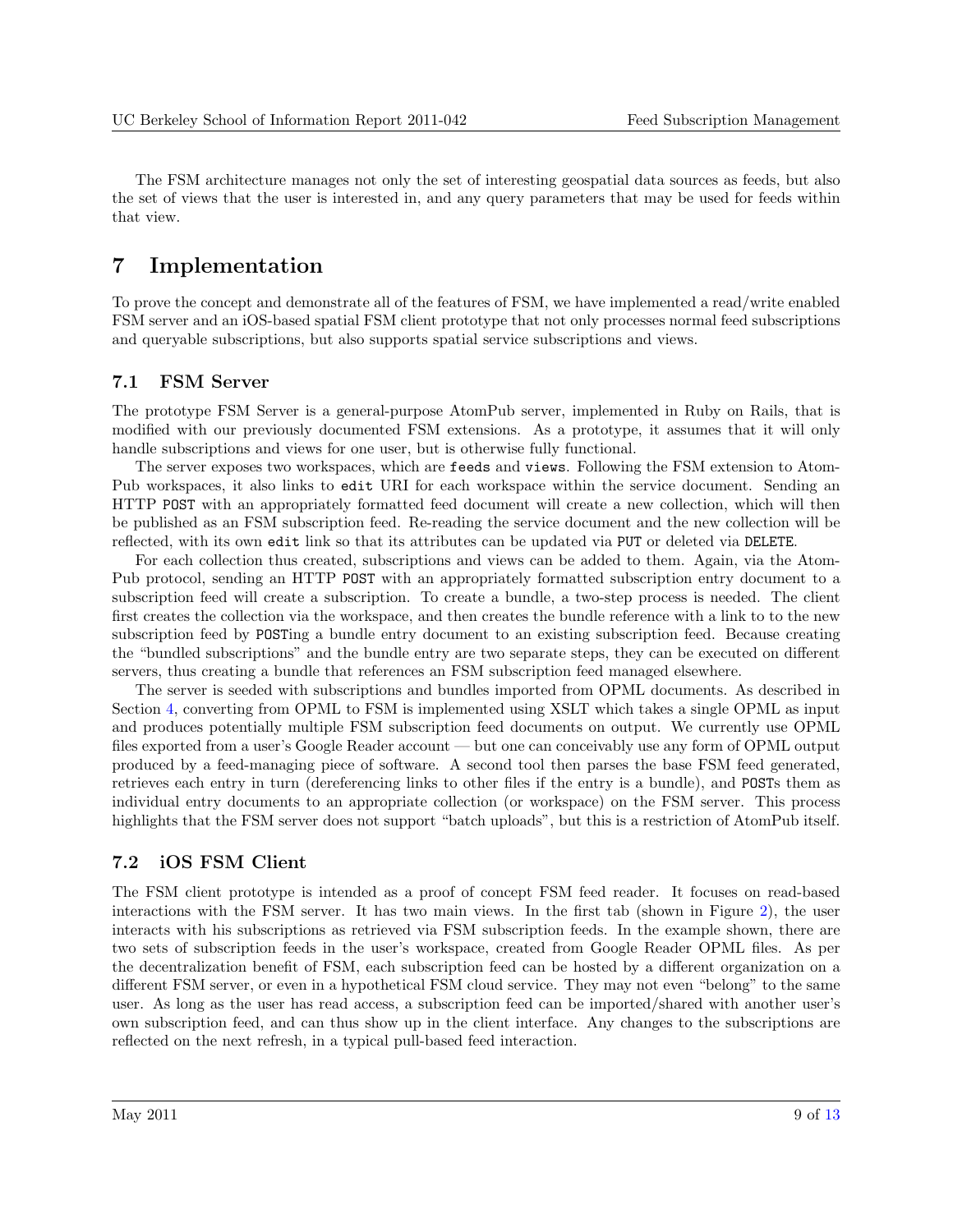The FSM architecture manages not only the set of interesting geospatial data sources as feeds, but also the set of views that the user is interested in, and any query parameters that may be used for feeds within that view.

# 7 Implementation

To prove the concept and demonstrate all of the features of FSM, we have implemented a read/write enabled FSM server and an iOS-based spatial FSM client prototype that not only processes normal feed subscriptions and queryable subscriptions, but also supports spatial service subscriptions and views.

## 7.1 FSM Server

The prototype FSM Server is a general-purpose AtomPub server, implemented in Ruby on Rails, that is modified with our previously documented FSM extensions. As a prototype, it assumes that it will only handle subscriptions and views for one user, but is otherwise fully functional.

The server exposes two workspaces, which are `feeds` and `views`. Following the FSM extension to AtomPub workspaces, it also links to `edit` URI for each workspace within the service document. Sending an HTTP `POST` with an appropriately formatted feed document will create a new collection, which will then be published as an FSM subscription feed. Re-reading the service document and the new collection will be reflected, with its own `edit` link so that its attributes can be updated via `PUT` or deleted via `DELETE`.

For each collection thus created, subscriptions and views can be added to them. Again, via the AtomPub protocol, sending an HTTP `POST` with an appropriately formatted subscription entry document to a subscription feed will create a subscription. To create a bundle, a two-step process is needed. The client first creates the collection via the workspace, and then creates the bundle reference with a link to to the new subscription feed by `POST`ing a bundle entry document to an existing subscription feed. Because creating the "bundled subscriptions" and the bundle entry are two separate steps, they can be executed on different servers, thus creating a bundle that references an FSM subscription feed managed elsewhere.

The server is seeded with subscriptions and bundles imported from OPML documents. As described in Section 4, converting from OPML to FSM is implemented using XSLT which takes a single OPML as input and produces potentially multiple FSM subscription feed documents on output. We currently use OPML files exported from a user's Google Reader account — but one can conceivably use any form of OPML output produced by a feed-managing piece of software. A second tool then parses the base FSM feed generated, retrieves each entry in turn (dereferencing links to other files if the entry is a bundle), and `POST`s them as individual entry documents to an appropriate collection (or workspace) on the FSM server. This process highlights that the FSM server does not support "batch uploads", but this is a restriction of AtomPub itself.

## 7.2 iOS FSM Client

The FSM client prototype is intended as a proof of concept FSM feed reader. It focuses on read-based interactions with the FSM server. It has two main views. In the first tab (shown in Figure 2), the user interacts with his subscriptions as retrieved via FSM subscription feeds. In the example shown, there are two sets of subscription feeds in the user's workspace, created from Google Reader OPML files. As per the decentralization benefit of FSM, each subscription feed can be hosted by a different organization on a different FSM server, or even in a hypothetical FSM cloud service. They may not even "belong" to the same user. As long as the user has read access, a subscription feed can be imported/shared with another user's own subscription feed, and can thus show up in the client interface. Any changes to the subscriptions are reflected on the next refresh, in a typical pull-based feed interaction.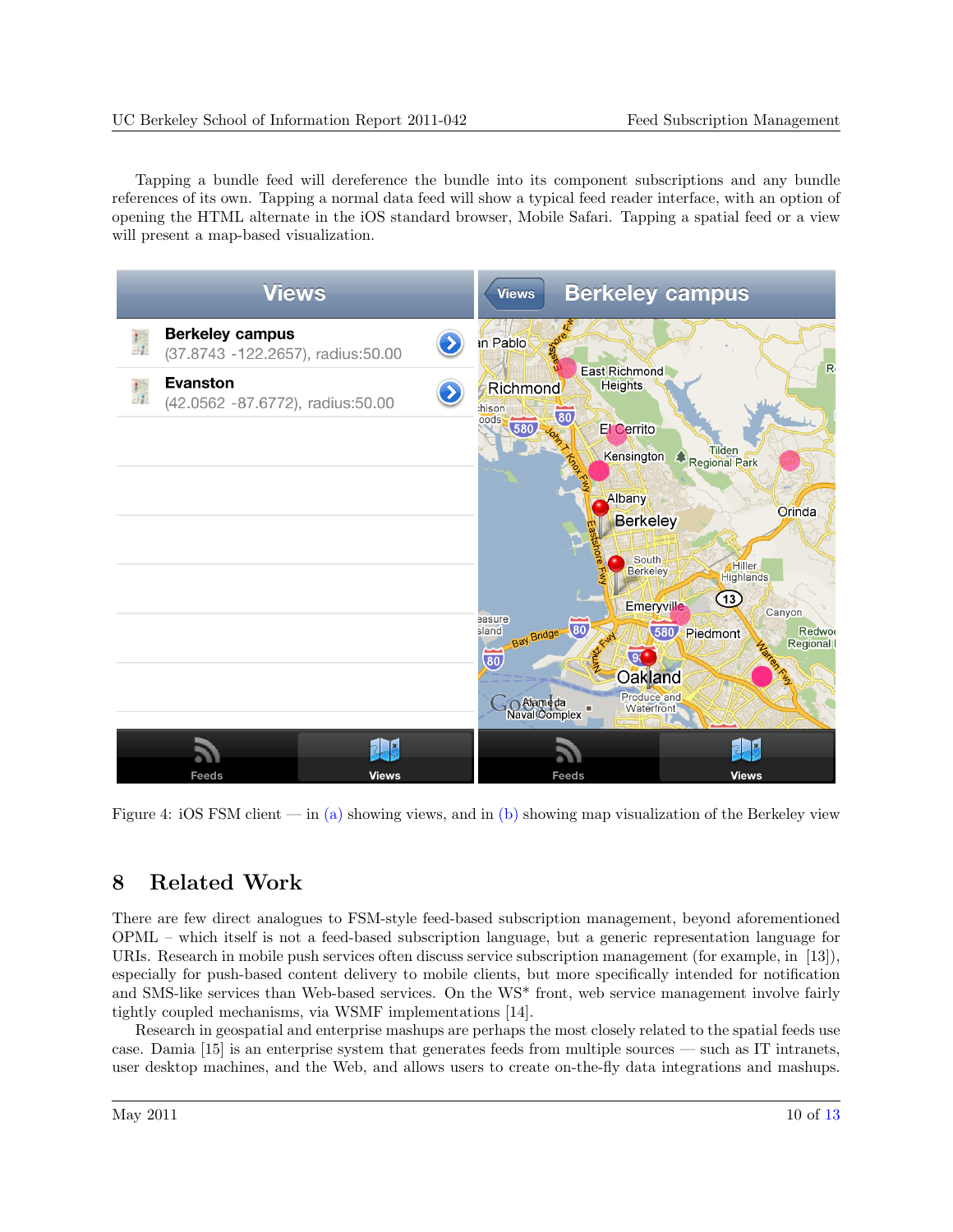Tapping a bundle feed will dereference the bundle into its component subscriptions and any bundle references of its own. Tapping a normal data feed will show a typical feed reader interface, with an option of opening the HTML alternate in the iOS standard browser, Mobile Safari. Tapping a spatial feed or a view will present a map-based visualization.

Figure 4: iOS FSM client — in (a) showing views, and in (b) showing map visualization of the Berkeley view

## 8 Related Work

There are few direct analogues to FSM-style feed-based subscription management, beyond aforementioned OPML – which itself is not a feed-based subscription language, but a generic representation language for URIs. Research in mobile push services often discuss service subscription management (for example, in [13]), especially for push-based content delivery to mobile clients, but more specifically intended for notification and SMS-like services than Web-based services. On the WS* front, web service management involve fairly tightly coupled mechanisms, via WSMF implementations [14].

Research in geospatial and enterprise mashups are perhaps the most closely related to the spatial feeds use case. Damia [15] is an enterprise system that generates feeds from multiple sources — such as IT intranets, user desktop machines, and the Web, and allows users to create on-the-fly data integrations and mashups.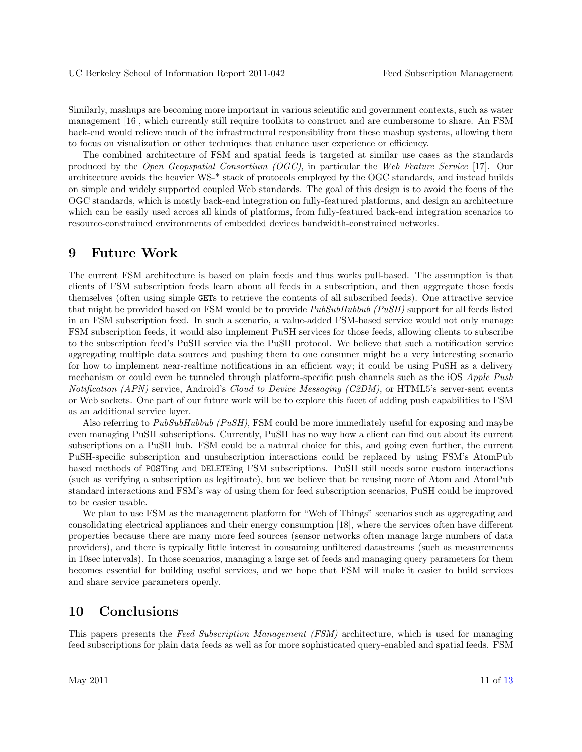Similarly, mashups are becoming more important in various scientific and government contexts, such as water management [16], which currently still require toolkits to construct and are cumbersome to share. An FSM back-end would relieve much of the infrastructural responsibility from these mashup systems, allowing them to focus on visualization or other techniques that enhance user experience or efficiency.

The combined architecture of FSM and spatial feeds is targeted at similar use cases as the standards produced by the *Open Geopspatial Consortium (OGC)*, in particular the *Web Feature Service* [17]. Our architecture avoids the heavier WS-* stack of protocols employed by the OGC standards, and instead builds on simple and widely supported coupled Web standards. The goal of this design is to avoid the focus of the OGC standards, which is mostly back-end integration on fully-featured platforms, and design an architecture which can be easily used across all kinds of platforms, from fully-featured back-end integration scenarios to resource-constrained environments of embedded devices bandwidth-constrained networks.

# 9 Future Work

The current FSM architecture is based on plain feeds and thus works pull-based. The assumption is that clients of FSM subscription feeds learn about all feeds in a subscription, and then aggregate those feeds themselves (often using simple `GET`s to retrieve the contents of all subscribed feeds). One attractive service that might be provided based on FSM would be to provide *PubSubHubbub (PuSH)* support for all feeds listed in an FSM subscription feed. In such a scenario, a value-added FSM-based service would not only manage FSM subscription feeds, it would also implement PuSH services for those feeds, allowing clients to subscribe to the subscription feed's PuSH service via the PuSH protocol. We believe that such a notification service aggregating multiple data sources and pushing them to one consumer might be a very interesting scenario for how to implement near-realtime notifications in an efficient way; it could be using PuSH as a delivery mechanism or could even be tunneled through platform-specific push channels such as the iOS *Apple Push Notification (APN)* service, Android's *Cloud to Device Messaging (C2DM)*, or HTML5's server-sent events or Web sockets. One part of our future work will be to explore this facet of adding push capabilities to FSM as an additional service layer.

Also referring to *PubSubHubbub (PuSH)*, FSM could be more immediately useful for exposing and maybe even managing PuSH subscriptions. Currently, PuSH has no way how a client can find out about its current subscriptions on a PuSH hub. FSM could be a natural choice for this, and going even further, the current PuSH-specific subscription and unsubscription interactions could be replaced by using FSM's AtomPub based methods of `POST`ing and `DELETE`ing FSM subscriptions. PuSH still needs some custom interactions (such as verifying a subscription as legitimate), but we believe that be reusing more of Atom and AtomPub standard interactions and FSM's way of using them for feed subscription scenarios, PuSH could be improved to be easier usable.

We plan to use FSM as the management platform for "Web of Things" scenarios such as aggregating and consolidating electrical appliances and their energy consumption [18], where the services often have different properties because there are many more feed sources (sensor networks often manage large numbers of data providers), and there is typically little interest in consuming unfiltered datastreams (such as measurements in 10sec intervals). In those scenarios, managing a large set of feeds and managing query parameters for them becomes essential for building useful services, and we hope that FSM will make it easier to build services and share service parameters openly.

# 10 Conclusions

This papers presents the *Feed Subscription Management (FSM)* architecture, which is used for managing feed subscriptions for plain data feeds as well as for more sophisticated query-enabled and spatial feeds. FSM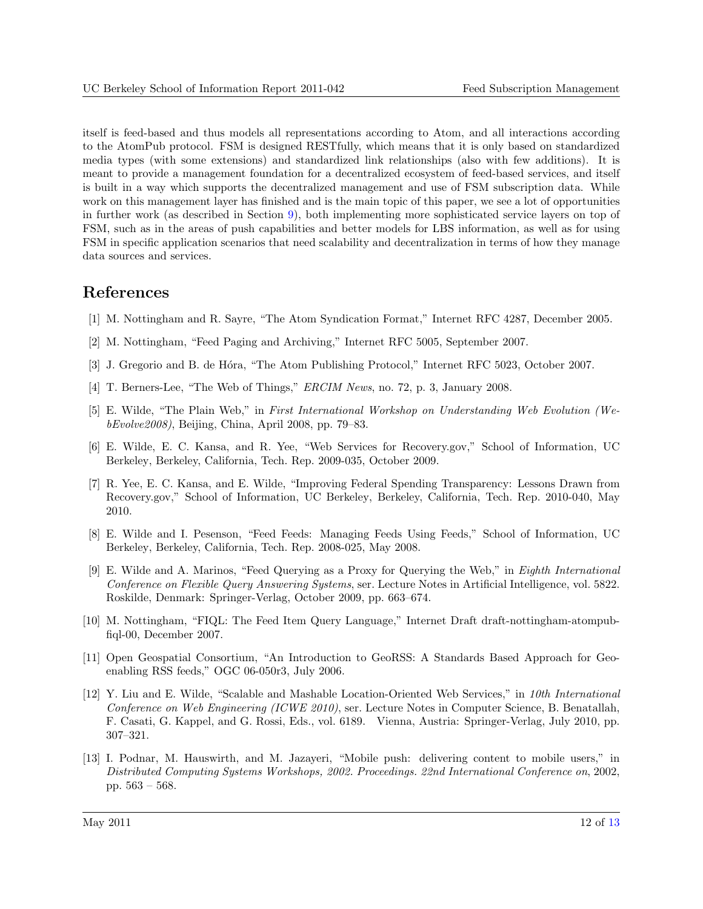itself is feed-based and thus models all representations according to Atom, and all interactions according to the AtomPub protocol. FSM is designed RESTfully, which means that it is only based on standardized media types (with some extensions) and standardized link relationships (also with few additions). It is meant to provide a management foundation for a decentralized ecosystem of feed-based services, and itself is built in a way which supports the decentralized management and use of FSM subscription data. While work on this management layer has finished and is the main topic of this paper, we see a lot of opportunities in further work (as described in Section 9), both implementing more sophisticated service layers on top of FSM, such as in the areas of push capabilities and better models for LBS information, as well as for using FSM in specific application scenarios that need scalability and decentralization in terms of how they manage data sources and services.

## References

[1] M. Nottingham and R. Sayre, "The Atom Syndication Format," Internet RFC 4287, December 2005.

[2] M. Nottingham, "Feed Paging and Archiving," Internet RFC 5005, September 2007.

[3] J. Gregorio and B. de Hóra, "The Atom Publishing Protocol," Internet RFC 5023, October 2007.

[4] T. Berners-Lee, "The Web of Things," *ERCIM News*, no. 72, p. 3, January 2008.

[5] E. Wilde, "The Plain Web," in *First International Workshop on Understanding Web Evolution (WebEvolve2008)*, Beijing, China, April 2008, pp. 79–83.

[6] E. Wilde, E. C. Kansa, and R. Yee, "Web Services for Recovery.gov," School of Information, UC Berkeley, Berkeley, California, Tech. Rep. 2009-035, October 2009.

[7] R. Yee, E. C. Kansa, and E. Wilde, "Improving Federal Spending Transparency: Lessons Drawn from Recovery.gov," School of Information, UC Berkeley, Berkeley, California, Tech. Rep. 2010-040, May 2010.

[8] E. Wilde and I. Pesenson, "Feed Feeds: Managing Feeds Using Feeds," School of Information, UC Berkeley, Berkeley, California, Tech. Rep. 2008-025, May 2008.

[9] E. Wilde and A. Marinos, "Feed Querying as a Proxy for Querying the Web," in *Eighth International Conference on Flexible Query Answering Systems*, ser. Lecture Notes in Artificial Intelligence, vol. 5822. Roskilde, Denmark: Springer-Verlag, October 2009, pp. 663–674.

[10] M. Nottingham, "FIQL: The Feed Item Query Language," Internet Draft draft-nottingham-atompub-fiql-00, December 2007.

[11] Open Geospatial Consortium, "An Introduction to GeoRSS: A Standards Based Approach for Geo-enabling RSS feeds," OGC 06-050r3, July 2006.

[12] Y. Liu and E. Wilde, "Scalable and Mashable Location-Oriented Web Services," in *10th International Conference on Web Engineering (ICWE 2010)*, ser. Lecture Notes in Computer Science, B. Benatallah, F. Casati, G. Kappel, and G. Rossi, Eds., vol. 6189. Vienna, Austria: Springer-Verlag, July 2010, pp. 307–321.

[13] I. Podnar, M. Hauswirth, and M. Jazayeri, "Mobile push: delivering content to mobile users," in *Distributed Computing Systems Workshops, 2002. Proceedings. 22nd International Conference on*, 2002, pp. 563 – 568.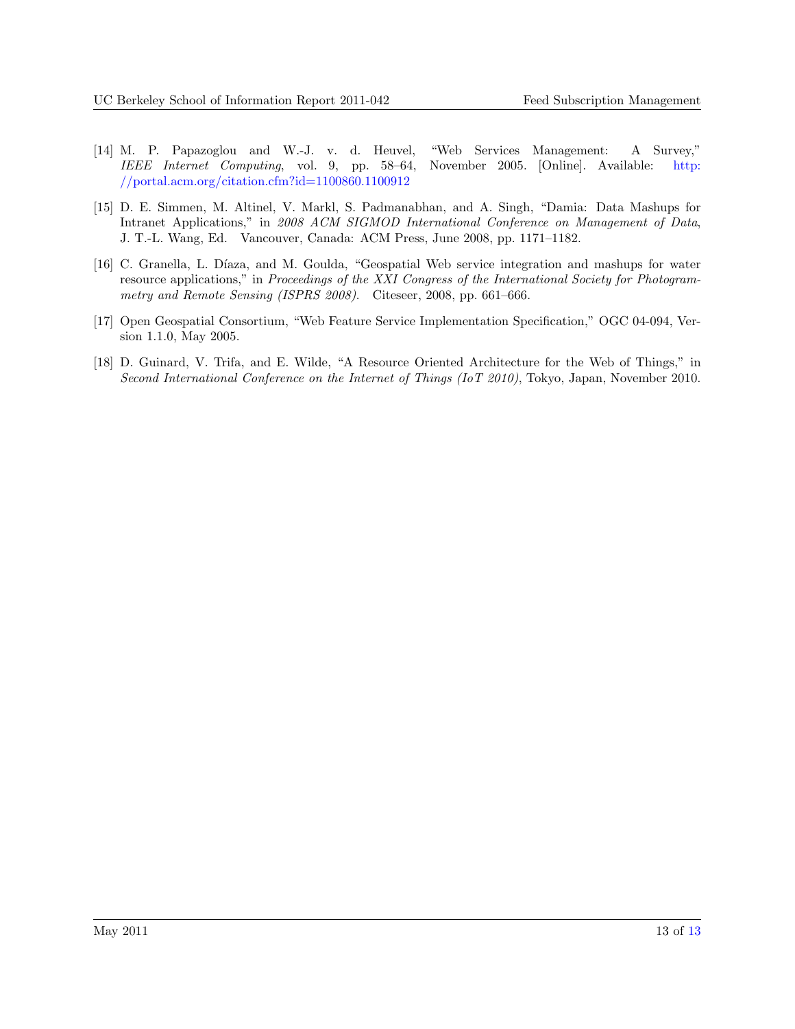[14] M. P. Papazoglou and W.-J. v. d. Heuvel, "Web Services Management: A Survey," *IEEE Internet Computing*, vol. 9, pp. 58–64, November 2005. [Online]. Available: http://portal.acm.org/citation.cfm?id=1100860.1100912

[15] D. E. Simmen, M. Altinel, V. Markl, S. Padmanabhan, and A. Singh, "Damia: Data Mashups for Intranet Applications," in *2008 ACM SIGMOD International Conference on Management of Data*, J. T.-L. Wang, Ed. Vancouver, Canada: ACM Press, June 2008, pp. 1171–1182.

[16] C. Granella, L. Díaza, and M. Goulda, "Geospatial Web service integration and mashups for water resource applications," in *Proceedings of the XXI Congress of the International Society for Photogrammetry and Remote Sensing (ISPRS 2008)*. Citeseer, 2008, pp. 661–666.

[17] Open Geospatial Consortium, "Web Feature Service Implementation Specification," OGC 04-094, Version 1.1.0, May 2005.

[18] D. Guinard, V. Trifa, and E. Wilde, "A Resource Oriented Architecture for the Web of Things," in *Second International Conference on the Internet of Things (IoT 2010)*, Tokyo, Japan, November 2010.